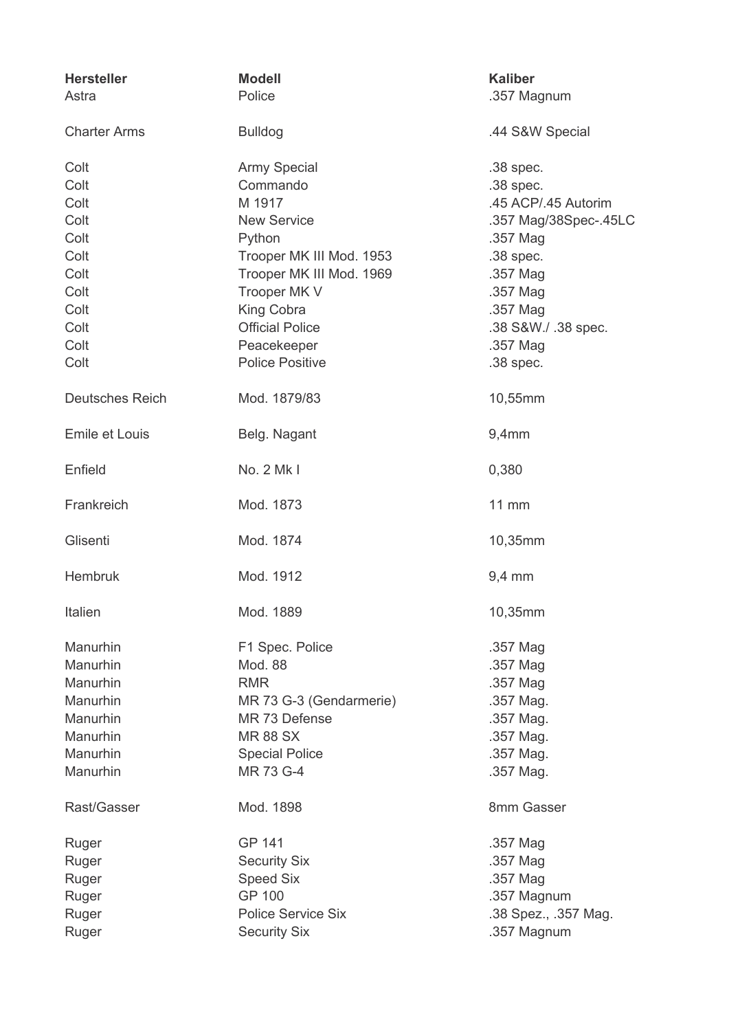| Hersteller | Modell | Kaliber |
|---|---|---|
| Astra | Police | .357 Magnum |
| Charter Arms | Bulldog | .44 S&W Special |
| Colt | Army Special | .38 spec. |
| Colt | Commando | .38 spec. |
| Colt | M 1917 | .45 ACP/.45 Autorim |
| Colt | New Service | .357 Mag/38Spec-.45LC |
| Colt | Python | .357 Mag |
| Colt | Trooper MK III Mod. 1953 | .38 spec. |
| Colt | Trooper MK III Mod. 1969 | .357 Mag |
| Colt | Trooper MK V | .357 Mag |
| Colt | King Cobra | .357 Mag |
| Colt | Official Police | .38 S&W./ .38 spec. |
| Colt | Peacekeeper | .357 Mag |
| Colt | Police Positive | .38 spec. |
| Deutsches Reich | Mod. 1879/83 | 10,55mm |
| Emile et Louis | Belg. Nagant | 9,4mm |
| Enfield | No. 2 Mk I | 0,380 |
| Frankreich | Mod. 1873 | 11 mm |
| Glisenti | Mod. 1874 | 10,35mm |
| Hembruk | Mod. 1912 | 9,4 mm |
| Italien | Mod. 1889 | 10,35mm |
| Manurhin | F1 Spec. Police | .357 Mag |
| Manurhin | Mod. 88 | .357 Mag |
| Manurhin | RMR | .357 Mag |
| Manurhin | MR 73 G-3 (Gendarmerie) | .357 Mag. |
| Manurhin | MR 73 Defense | .357 Mag. |
| Manurhin | MR 88 SX | .357 Mag. |
| Manurhin | Special Police | .357 Mag. |
| Manurhin | MR 73 G-4 | .357 Mag. |
| Rast/Gasser | Mod. 1898 | 8mm Gasser |
| Ruger | GP 141 | .357 Mag |
| Ruger | Security Six | .357 Mag |
| Ruger | Speed Six | .357 Mag |
| Ruger | GP 100 | .357 Magnum |
| Ruger | Police Service Six | .38 Spez., .357 Mag. |
| Ruger | Security Six | .357 Magnum |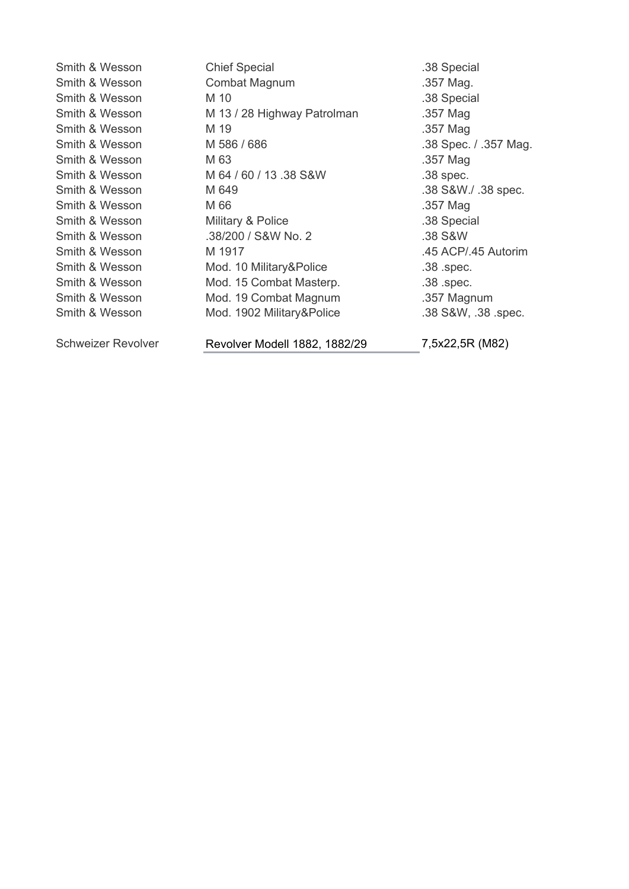| | | |
|---|---|---|
| Smith & Wesson | Chief Special | .38 Special |
| Smith & Wesson | Combat Magnum | .357 Mag. |
| Smith & Wesson | M 10 | .38 Special |
| Smith & Wesson | M 13 / 28 Highway Patrolman | .357 Mag |
| Smith & Wesson | M 19 | .357 Mag |
| Smith & Wesson | M 586 / 686 | .38 Spec. / .357 Mag. |
| Smith & Wesson | M 63 | .357 Mag |
| Smith & Wesson | M 64 / 60 / 13 .38 S&W | .38 spec. |
| Smith & Wesson | M 649 | .38 S&W./ .38 spec. |
| Smith & Wesson | M 66 | .357 Mag |
| Smith & Wesson | Military & Police | .38 Special |
| Smith & Wesson | .38/200 / S&W No. 2 | .38 S&W |
| Smith & Wesson | M 1917 | .45 ACP/.45 Autorim |
| Smith & Wesson | Mod. 10 Military&Police | .38 .spec. |
| Smith & Wesson | Mod. 15 Combat Masterp. | .38 .spec. |
| Smith & Wesson | Mod. 19 Combat Magnum | .357 Magnum |
| Smith & Wesson | Mod. 1902 Military&Police | .38 S&W, .38 .spec. |
| Schweizer Revolver | Revolver Modell 1882, 1882/29 | 7,5x22,5R (M82) |